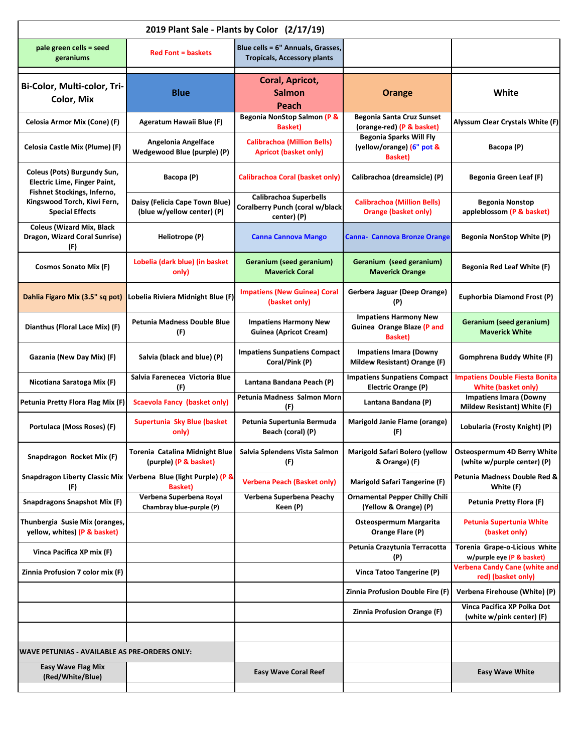# 2019 Plant Sale - Plants by Color (2/17/19)

| pale green cells = seed geraniums | Red Font = baskets | Blue cells = 6" Annuals, Grasses, Tropicals, Accessory plants | | |
|---|---|---|---|---|
| **Bi-Color, Multi-color, Tri-Color, Mix** | **Blue** | **Coral, Apricot, Salmon Peach** | **Orange** | **White** |
| Celosia Armor Mix (Cone) (F) | Ageratum Hawaii Blue (F) | Begonia NonStop Salmon (P & Basket) | Begonia Santa Cruz Sunset (orange-red) (P & basket) | Alyssum Clear Crystals White (F) |
| Celosia Castle Mix (Plume) (F) | Angelonia Angelface Wedgewood Blue (purple) (P) | Calibrachoa (Million Bells) Apricot (basket only) | Begonia Sparks Will Fly (yellow/orange) (6" pot & Basket) | Bacopa (P) |
| Coleus (Pots) Burgundy Sun, Electric Lime, Finger Paint, Fishnet Stockings, Inferno, Kingswood Torch, Kiwi Fern, Special Effects | Bacopa (P) | Calibrachoa Coral (basket only) | Calibrachoa (dreamsicle) (P) | Begonia Green Leaf (F) |
| | Daisy (Felicia Cape Town Blue) (blue w/yellow center) (P) | Calibrachoa Superbells Coralberry Punch (coral w/black center) (P) | Calibrachoa (Million Bells) Orange (basket only) | Begonia Nonstop appleblossom (P & basket) |
| Coleus (Wizard Mix, Black Dragon, Wizard Coral Sunrise) (F) | Heliotrope (P) | Canna Cannova Mango | Canna- Cannova Bronze Orange | Begonia NonStop White (P) |
| Cosmos Sonato Mix (F) | Lobelia (dark blue) (in basket only) | Geranium (seed geranium) Maverick Coral | Geranium (seed geranium) Maverick Orange | Begonia Red Leaf White (F) |
| Dahlia Figaro Mix (3.5" sq pot) | Lobelia Riviera Midnight Blue (F) | Impatiens (New Guinea) Coral (basket only) | Gerbera Jaguar (Deep Orange) (P) | Euphorbia Diamond Frost (P) |
| Dianthus (Floral Lace Mix) (F) | Petunia Madness Double Blue (F) | Impatiens Harmony New Guinea (Apricot Cream) | Impatiens Harmony New Guinea Orange Blaze (P and Basket) | Geranium (seed geranium) Maverick White |
| Gazania (New Day Mix) (F) | Salvia (black and blue) (P) | Impatiens Sunpatiens Compact Coral/Pink (P) | Impatiens Imara (Downy Mildew Resistant) Orange (F) | Gomphrena Buddy White (F) |
| Nicotiana Saratoga Mix (F) | Salvia Farenecea Victoria Blue (F) | Lantana Bandana Peach (P) | Impatiens Sunpatiens Compact Electric Orange (P) | Impatiens Double Fiesta Bonita White (basket only) |
| Petunia Pretty Flora Flag Mix (F) | Scaevola Fancy (basket only) | Petunia Madness Salmon Morn (F) | Lantana Bandana (P) | Impatiens Imara (Downy Mildew Resistant) White (F) |
| Portulaca (Moss Roses) (F) | Supertunia Sky Blue (basket only) | Petunia Supertunia Bermuda Beach (coral) (P) | Marigold Janie Flame (orange) (F) | Lobularia (Frosty Knight) (P) |
| Snapdragon Rocket Mix (F) | Torenia Catalina Midnight Blue (purple) (P & basket) | Salvia Splendens Vista Salmon (F) | Marigold Safari Bolero (yellow & Orange) (F) | Osteospermum 4D Berry White (white w/purple center) (P) |
| Snapdragon Liberty Classic Mix (F) | Verbena Blue (light Purple) (P & Basket) | Verbena Peach (Basket only) | Marigold Safari Tangerine (F) | Petunia Madness Double Red & White (F) |
| Snapdragons Snapshot Mix (F) | Verbena Superbena Royal Chambray blue-purple (P) | Verbena Superbena Peachy Keen (P) | Ornamental Pepper Chilly Chili (Yellow & Orange) (P) | Petunia Pretty Flora (F) |
| Thunbergia Susie Mix (oranges, yellow, whites) (P & basket) | | | Osteospermum Margarita Orange Flare (P) | Petunia Supertunia White (basket only) |
| Vinca Pacifica XP mix (F) | | | Petunia Crazytunia Terracotta (P) | Torenia Grape-o-Licious White w/purple eye (P & basket) |
| Zinnia Profusion 7 color mix (F) | | | Vinca Tatoo Tangerine (P) | Verbena Candy Cane (white and red) (basket only) |
| | | | Zinnia Profusion Double Fire (F) | Verbena Firehouse (White) (P) |
| | | | Zinnia Profusion Orange (F) | Vinca Pacifica XP Polka Dot (white w/pink center) (F) |
| | | | | |
| WAVE PETUNIAS - AVAILABLE AS PRE-ORDERS ONLY: | | | | |
| Easy Wave Flag Mix (Red/White/Blue) | | Easy Wave Coral Reef | | Easy Wave White |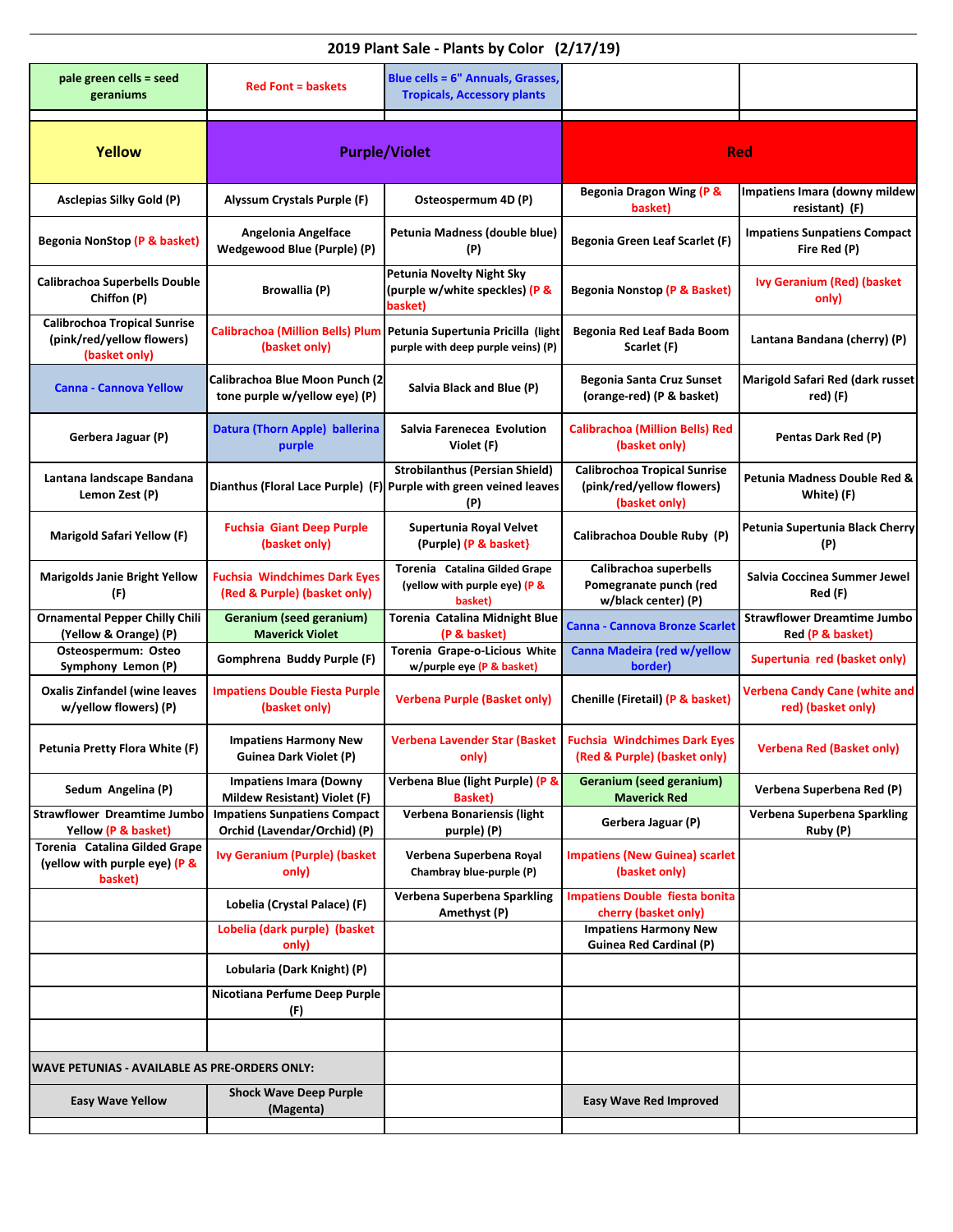# 2019 Plant Sale - Plants by Color (2/17/19)

| pale green cells = seed geraniums | Red Font = baskets | Blue cells = 6" Annuals, Grasses, Tropicals, Accessory plants | | |
|---|---|---|---|---|
| | | | | |
| **Yellow** | **Purple/Violet** | | **Red** | |
| Asclepias Silky Gold (P) | Alyssum Crystals Purple (F) | Osteospermum 4D (P) | Begonia Dragon Wing (P & basket) | Impatiens Imara (downy mildew resistant) (F) |
| Begonia NonStop (P & basket) | Angelonia Angelface Wedgewood Blue (Purple) (P) | Petunia Madness (double blue) (P) | Begonia Green Leaf Scarlet (F) | Impatiens Sunpatiens Compact Fire Red (P) |
| Calibrachoa Superbells Double Chiffon (P) | Browallia (P) | Petunia Novelty Night Sky (purple w/white speckles) (P & basket) | Begonia Nonstop (P & Basket) | Ivy Geranium (Red) (basket only) |
| Calibrochoa Tropical Sunrise (pink/red/yellow flowers) (basket only) | Calibrachoa (Million Bells) Plum (basket only) | Petunia Supertunia Pricilla (light purple with deep purple veins) (P) | Begonia Red Leaf Bada Boom Scarlet (F) | Lantana Bandana (cherry) (P) |
| Canna - Cannova Yellow | Calibrachoa Blue Moon Punch (2 tone purple w/yellow eye) (P) | Salvia Black and Blue (P) | Begonia Santa Cruz Sunset (orange-red) (P & basket) | Marigold Safari Red (dark russet red) (F) |
| Gerbera Jaguar (P) | Datura (Thorn Apple) ballerina purple | Salvia Farenecea Evolution Violet (F) | Calibrachoa (Million Bells) Red (basket only) | Pentas Dark Red (P) |
| Lantana landscape Bandana Lemon Zest (P) | Dianthus (Floral Lace Purple) (F) | Strobilanthus (Persian Shield) Purple with green veined leaves (P) | Calibrochoa Tropical Sunrise (pink/red/yellow flowers) (basket only) | Petunia Madness Double Red & White) (F) |
| Marigold Safari Yellow (F) | Fuchsia Giant Deep Purple (basket only) | Supertunia Royal Velvet (Purple) (P & basket} | Calibrachoa Double Ruby (P) | Petunia Supertunia Black Cherry (P) |
| Marigolds Janie Bright Yellow (F) | Fuchsia Windchimes Dark Eyes (Red & Purple) (basket only) | Torenia Catalina Gilded Grape (yellow with purple eye) (P & basket) | Calibrachoa superbells Pomegranate punch (red w/black center) (P) | Salvia Coccinea Summer Jewel Red (F) |
| Ornamental Pepper Chilly Chili (Yellow & Orange) (P) | Geranium (seed geranium) Maverick Violet | Torenia Catalina Midnight Blue (P & basket) | Canna - Cannova Bronze Scarlet | Strawflower Dreamtime Jumbo Red (P & basket) |
| Osteospermum: Osteo Symphony Lemon (P) | Gomphrena Buddy Purple (F) | Torenia Grape-o-Licious White w/purple eye (P & basket) | Canna Madeira (red w/yellow border) | Supertunia red (basket only) |
| Oxalis Zinfandel (wine leaves w/yellow flowers) (P) | Impatiens Double Fiesta Purple (basket only) | Verbena Purple (Basket only) | Chenille (Firetail) (P & basket) | Verbena Candy Cane (white and red) (basket only) |
| Petunia Pretty Flora White (F) | Impatiens Harmony New Guinea Dark Violet (P) | Verbena Lavender Star (Basket only) | Fuchsia Windchimes Dark Eyes (Red & Purple) (basket only) | Verbena Red (Basket only) |
| Sedum Angelina (P) | Impatiens Imara (Downy Mildew Resistant) Violet (F) | Verbena Blue (light Purple) (P & Basket) | Geranium (seed geranium) Maverick Red | Verbena Superbena Red (P) |
| Strawflower Dreamtime Jumbo Yellow (P & basket) | Impatiens Sunpatiens Compact Orchid (Lavendar/Orchid) (P) | Verbena Bonariensis (light purple) (P) | Gerbera Jaguar (P) | Verbena Superbena Sparkling Ruby (P) |
| Torenia Catalina Gilded Grape (yellow with purple eye) (P & basket) | Ivy Geranium (Purple) (basket only) | Verbena Superbena Royal Chambray blue-purple (P) | Impatiens (New Guinea) scarlet (basket only) | |
| | Lobelia (Crystal Palace) (F) | Verbena Superbena Sparkling Amethyst (P) | Impatiens Double fiesta bonita cherry (basket only) | |
| | Lobelia (dark purple) (basket only) | | Impatiens Harmony New Guinea Red Cardinal (P) | |
| | Lobularia (Dark Knight) (P) | | | |
| | Nicotiana Perfume Deep Purple (F) | | | |
| | | | | |
| WAVE PETUNIAS - AVAILABLE AS PRE-ORDERS ONLY: | | | | |
| Easy Wave Yellow | Shock Wave Deep Purple (Magenta) | | Easy Wave Red Improved | |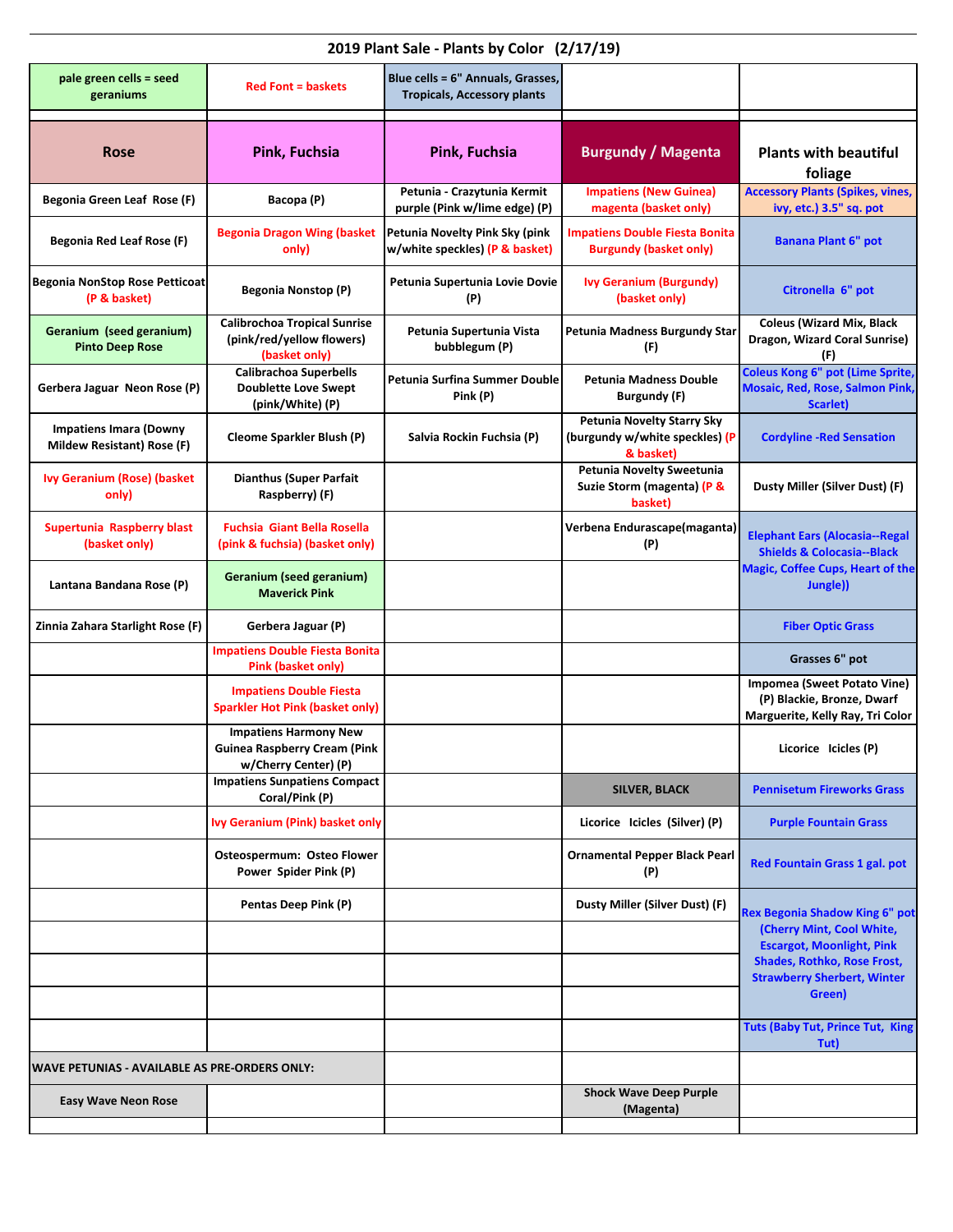# 2019 Plant Sale - Plants by Color (2/17/19)

| pale green cells = seed geraniums | Red Font = baskets | Blue cells = 6" Annuals, Grasses, Tropicals, Accessory plants | | |
|---|---|---|---|---|
| | | | | |
| **Rose** | **Pink, Fuchsia** | **Pink, Fuchsia** | **Burgundy / Magenta** | **Plants with beautiful foliage** |
| Begonia Green Leaf Rose (F) | Bacopa (P) | Petunia - Crazytunia Kermit purple (Pink w/lime edge) (P) | Impatiens (New Guinea) magenta (basket only) | Accessory Plants (Spikes, vines, ivy, etc.) 3.5" sq. pot |
| Begonia Red Leaf Rose (F) | Begonia Dragon Wing (basket only) | Petunia Novelty Pink Sky (pink w/white speckles) (P & basket) | Impatiens Double Fiesta Bonita Burgundy (basket only) | Banana Plant 6" pot |
| Begonia NonStop Rose Petticoat (P & basket) | Begonia Nonstop (P) | Petunia Supertunia Lovie Dovie (P) | Ivy Geranium (Burgundy) (basket only) | Citronella 6" pot |
| Geranium (seed geranium) Pinto Deep Rose | Calibrochoa Tropical Sunrise (pink/red/yellow flowers) (basket only) | Petunia Supertunia Vista bubblegum (P) | Petunia Madness Burgundy Star (F) | Coleus (Wizard Mix, Black Dragon, Wizard Coral Sunrise) (F) |
| Gerbera Jaguar Neon Rose (P) | Calibrochoa Superbells Doublette Love Swept (pink/White) (P) | Petunia Surfina Summer Double Pink (P) | Petunia Madness Double Burgundy (F) | Coleus Kong 6" pot (Lime Sprite, Mosaic, Red, Rose, Salmon Pink, Scarlet) |
| Impatiens Imara (Downy Mildew Resistant) Rose (F) | Cleome Sparkler Blush (P) | Salvia Rockin Fuchsia (P) | Petunia Novelty Starry Sky (burgundy w/white speckles) (P & basket) | Cordyline -Red Sensation |
| Ivy Geranium (Rose) (basket only) | Dianthus (Super Parfait Raspberry) (F) | | Petunia Novelty Sweetunia Suzie Storm (magenta) (P & basket) | Dusty Miller (Silver Dust) (F) |
| Supertunia Raspberry blast (basket only) | Fuchsia Giant Bella Rosella (pink & fuchsia) (basket only) | | Verbena Endurascape(maganta) (P) | Elephant Ears (Alocasia--Regal Shields & Colocasia--Black Magic, Coffee Cups, Heart of the Jungle)) |
| Lantana Bandana Rose (P) | Geranium (seed geranium) Maverick Pink | | | |
| Zinnia Zahara Starlight Rose (F) | Gerbera Jaguar (P) | | | Fiber Optic Grass |
| | Impatiens Double Fiesta Bonita Pink (basket only) | | | Grasses 6" pot |
| | Impatiens Double Fiesta Sparkler Hot Pink (basket only) | | | Impomea (Sweet Potato Vine) (P) Blackie, Bronze, Dwarf Marguerite, Kelly Ray, Tri Color |
| | Impatiens Harmony New Guinea Raspberry Cream (Pink w/Cherry Center) (P) | | | Licorice Icicles (P) |
| | Impatiens Sunpatiens Compact Coral/Pink (P) | | **SILVER, BLACK** | Pennisetum Fireworks Grass |
| | Ivy Geranium (Pink) basket only | | Licorice Icicles (Silver) (P) | Purple Fountain Grass |
| | Osteospermum: Osteo Flower Power Spider Pink (P) | | Ornamental Pepper Black Pearl (P) | Red Fountain Grass 1 gal. pot |
| | Pentas Deep Pink (P) | | Dusty Miller (Silver Dust) (F) | Rex Begonia Shadow King 6" pot (Cherry Mint, Cool White, Escargot, Moonlight, Pink Shades, Rothko, Rose Frost, Strawberry Sherbert, Winter Green) |
| | | | | |
| | | | | |
| | | | | |
| | | | | Tuts (Baby Tut, Prince Tut, King Tut) |
| WAVE PETUNIAS - AVAILABLE AS PRE-ORDERS ONLY: | | | | |
| Easy Wave Neon Rose | | | Shock Wave Deep Purple (Magenta) | |
| | | | | |